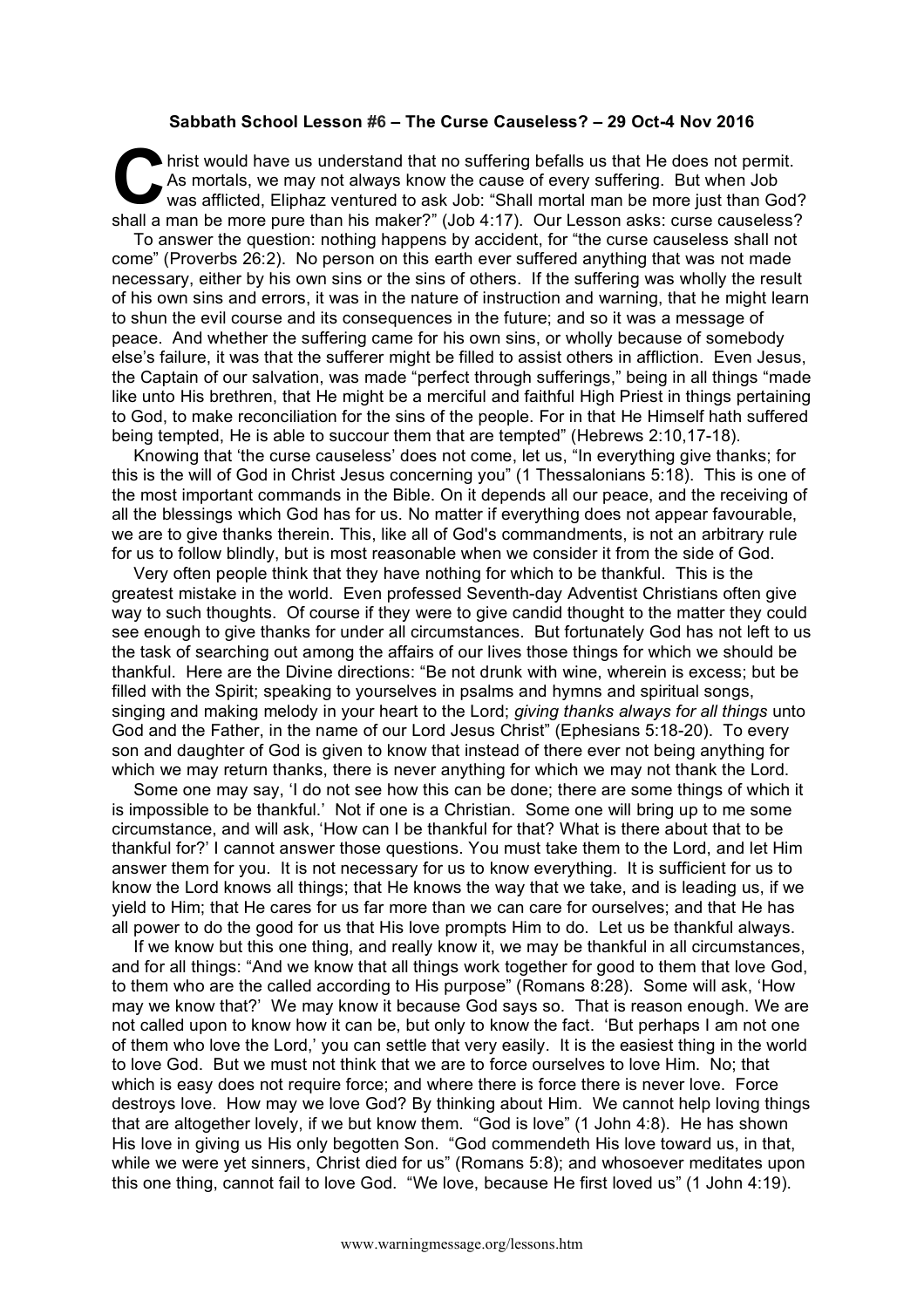**Sabbath School Lesson #6 – The Curse Causeless? – 29 Oct-4 Nov 2016**

Christ would have us understand that no suffering befalls us that He does not permit. As mortals, we may not always know the cause of every suffering. But when Job was afflicted, Eliphaz ventured to ask Job: "Shall mortal man be more just than God? shall a man be more pure than his maker?" (Job 4:17). Our Lesson asks: curse causeless?

To answer the question: nothing happens by accident, for "the curse causeless shall not come" (Proverbs 26:2). No person on this earth ever suffered anything that was not made necessary, either by his own sins or the sins of others. If the suffering was wholly the result of his own sins and errors, it was in the nature of instruction and warning, that he might learn to shun the evil course and its consequences in the future; and so it was a message of peace. And whether the suffering came for his own sins, or wholly because of somebody else's failure, it was that the sufferer might be filled to assist others in affliction. Even Jesus, the Captain of our salvation, was made "perfect through sufferings," being in all things "made like unto His brethren, that He might be a merciful and faithful High Priest in things pertaining to God, to make reconciliation for the sins of the people. For in that He Himself hath suffered being tempted, He is able to succour them that are tempted" (Hebrews 2:10,17-18).

Knowing that 'the curse causeless' does not come, let us, "In everything give thanks; for this is the will of God in Christ Jesus concerning you" (1 Thessalonians 5:18). This is one of the most important commands in the Bible. On it depends all our peace, and the receiving of all the blessings which God has for us. No matter if everything does not appear favourable, we are to give thanks therein. This, like all of God's commandments, is not an arbitrary rule for us to follow blindly, but is most reasonable when we consider it from the side of God.

Very often people think that they have nothing for which to be thankful. This is the greatest mistake in the world. Even professed Seventh-day Adventist Christians often give way to such thoughts. Of course if they were to give candid thought to the matter they could see enough to give thanks for under all circumstances. But fortunately God has not left to us the task of searching out among the affairs of our lives those things for which we should be thankful. Here are the Divine directions: "Be not drunk with wine, wherein is excess; but be filled with the Spirit; speaking to yourselves in psalms and hymns and spiritual songs, singing and making melody in your heart to the Lord; *giving thanks always for all things* unto God and the Father, in the name of our Lord Jesus Christ" (Ephesians 5:18-20). To every son and daughter of God is given to know that instead of there ever not being anything for which we may return thanks, there is never anything for which we may not thank the Lord.

Some one may say, 'I do not see how this can be done; there are some things of which it is impossible to be thankful.' Not if one is a Christian. Some one will bring up to me some circumstance, and will ask, 'How can I be thankful for that? What is there about that to be thankful for?' I cannot answer those questions. You must take them to the Lord, and let Him answer them for you. It is not necessary for us to know everything. It is sufficient for us to know the Lord knows all things; that He knows the way that we take, and is leading us, if we yield to Him; that He cares for us far more than we can care for ourselves; and that He has all power to do the good for us that His love prompts Him to do. Let us be thankful always.

If we know but this one thing, and really know it, we may be thankful in all circumstances, and for all things: "And we know that all things work together for good to them that love God, to them who are the called according to His purpose" (Romans 8:28). Some will ask, 'How may we know that?' We may know it because God says so. That is reason enough. We are not called upon to know how it can be, but only to know the fact. 'But perhaps I am not one of them who love the Lord,' you can settle that very easily. It is the easiest thing in the world to love God. But we must not think that we are to force ourselves to love Him. No; that which is easy does not require force; and where there is force there is never love. Force destroys love. How may we love God? By thinking about Him. We cannot help loving things that are altogether lovely, if we but know them. "God is love" (1 John 4:8). He has shown His love in giving us His only begotten Son. "God commendeth His love toward us, in that, while we were yet sinners, Christ died for us" (Romans 5:8); and whosoever meditates upon this one thing, cannot fail to love God. "We love, because He first loved us" (1 John 4:19).

www.warningmessage.org/lessons.htm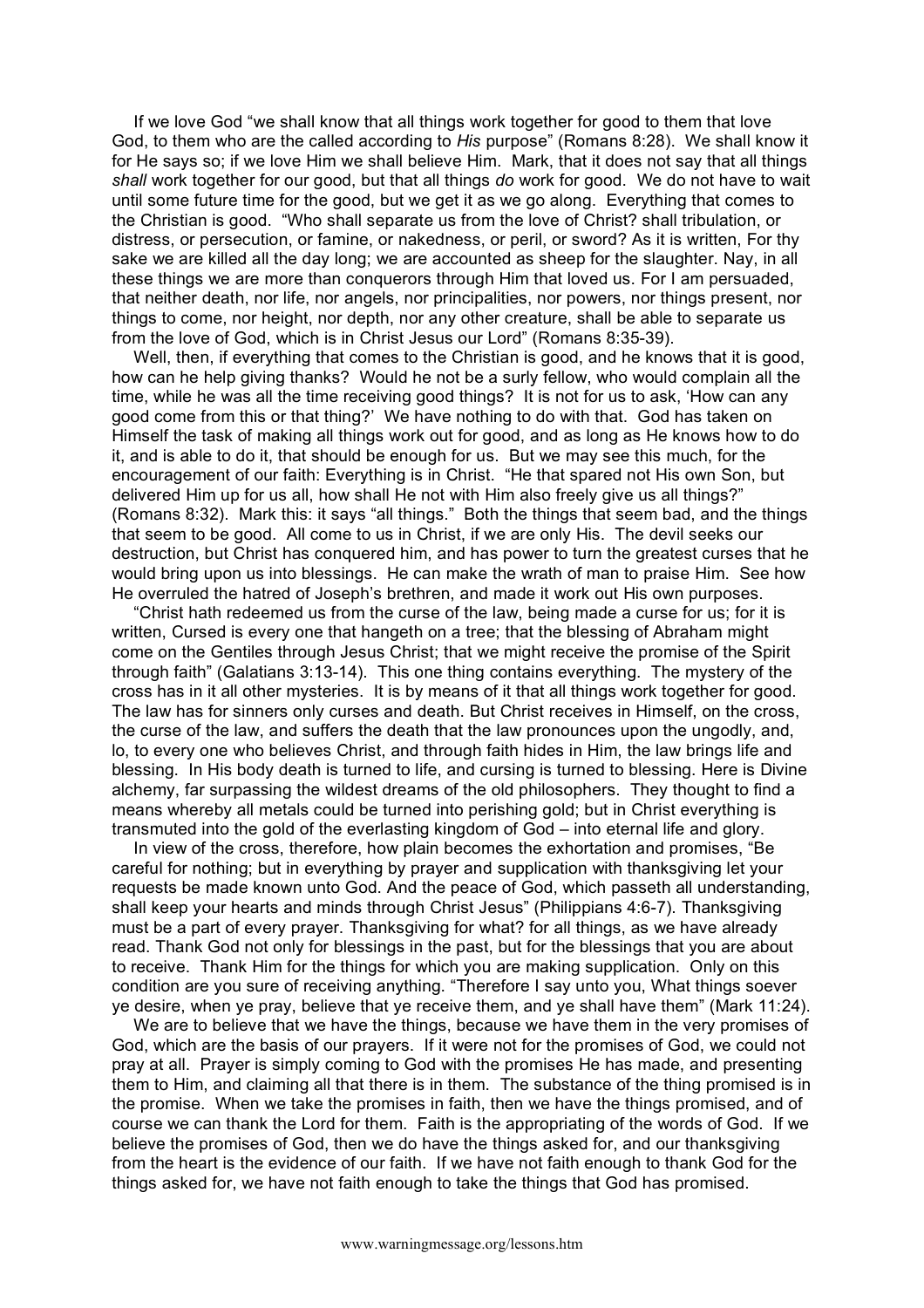If we love God "we shall know that all things work together for good to them that love God, to them who are the called according to *His* purpose" (Romans 8:28). We shall know it for He says so; if we love Him we shall believe Him. Mark, that it does not say that all things *shall* work together for our good, but that all things *do* work for good. We do not have to wait until some future time for the good, but we get it as we go along. Everything that comes to the Christian is good. "Who shall separate us from the love of Christ? shall tribulation, or distress, or persecution, or famine, or nakedness, or peril, or sword? As it is written, For thy sake we are killed all the day long; we are accounted as sheep for the slaughter. Nay, in all these things we are more than conquerors through Him that loved us. For I am persuaded, that neither death, nor life, nor angels, nor principalities, nor powers, nor things present, nor things to come, nor height, nor depth, nor any other creature, shall be able to separate us from the love of God, which is in Christ Jesus our Lord" (Romans 8:35-39).

Well, then, if everything that comes to the Christian is good, and he knows that it is good, how can he help giving thanks? Would he not be a surly fellow, who would complain all the time, while he was all the time receiving good things? It is not for us to ask, 'How can any good come from this or that thing?' We have nothing to do with that. God has taken on Himself the task of making all things work out for good, and as long as He knows how to do it, and is able to do it, that should be enough for us. But we may see this much, for the encouragement of our faith: Everything is in Christ. "He that spared not His own Son, but delivered Him up for us all, how shall He not with Him also freely give us all things?" (Romans 8:32). Mark this: it says "all things." Both the things that seem bad, and the things that seem to be good. All come to us in Christ, if we are only His. The devil seeks our destruction, but Christ has conquered him, and has power to turn the greatest curses that he would bring upon us into blessings. He can make the wrath of man to praise Him. See how He overruled the hatred of Joseph's brethren, and made it work out His own purposes.

"Christ hath redeemed us from the curse of the law, being made a curse for us; for it is written, Cursed is every one that hangeth on a tree; that the blessing of Abraham might come on the Gentiles through Jesus Christ; that we might receive the promise of the Spirit through faith" (Galatians 3:13-14). This one thing contains everything. The mystery of the cross has in it all other mysteries. It is by means of it that all things work together for good. The law has for sinners only curses and death. But Christ receives in Himself, on the cross, the curse of the law, and suffers the death that the law pronounces upon the ungodly, and, lo, to every one who believes Christ, and through faith hides in Him, the law brings life and blessing. In His body death is turned to life, and cursing is turned to blessing. Here is Divine alchemy, far surpassing the wildest dreams of the old philosophers. They thought to find a means whereby all metals could be turned into perishing gold; but in Christ everything is transmuted into the gold of the everlasting kingdom of God – into eternal life and glory.

In view of the cross, therefore, how plain becomes the exhortation and promises, "Be careful for nothing; but in everything by prayer and supplication with thanksgiving let your requests be made known unto God. And the peace of God, which passeth all understanding, shall keep your hearts and minds through Christ Jesus" (Philippians 4:6-7). Thanksgiving must be a part of every prayer. Thanksgiving for what? for all things, as we have already read. Thank God not only for blessings in the past, but for the blessings that you are about to receive. Thank Him for the things for which you are making supplication. Only on this condition are you sure of receiving anything. "Therefore I say unto you, What things soever ye desire, when ye pray, believe that ye receive them, and ye shall have them" (Mark 11:24).

We are to believe that we have the things, because we have them in the very promises of God, which are the basis of our prayers. If it were not for the promises of God, we could not pray at all. Prayer is simply coming to God with the promises He has made, and presenting them to Him, and claiming all that there is in them. The substance of the thing promised is in the promise. When we take the promises in faith, then we have the things promised, and of course we can thank the Lord for them. Faith is the appropriating of the words of God. If we believe the promises of God, then we do have the things asked for, and our thanksgiving from the heart is the evidence of our faith. If we have not faith enough to thank God for the things asked for, we have not faith enough to take the things that God has promised.

www.warningmessage.org/lessons.htm